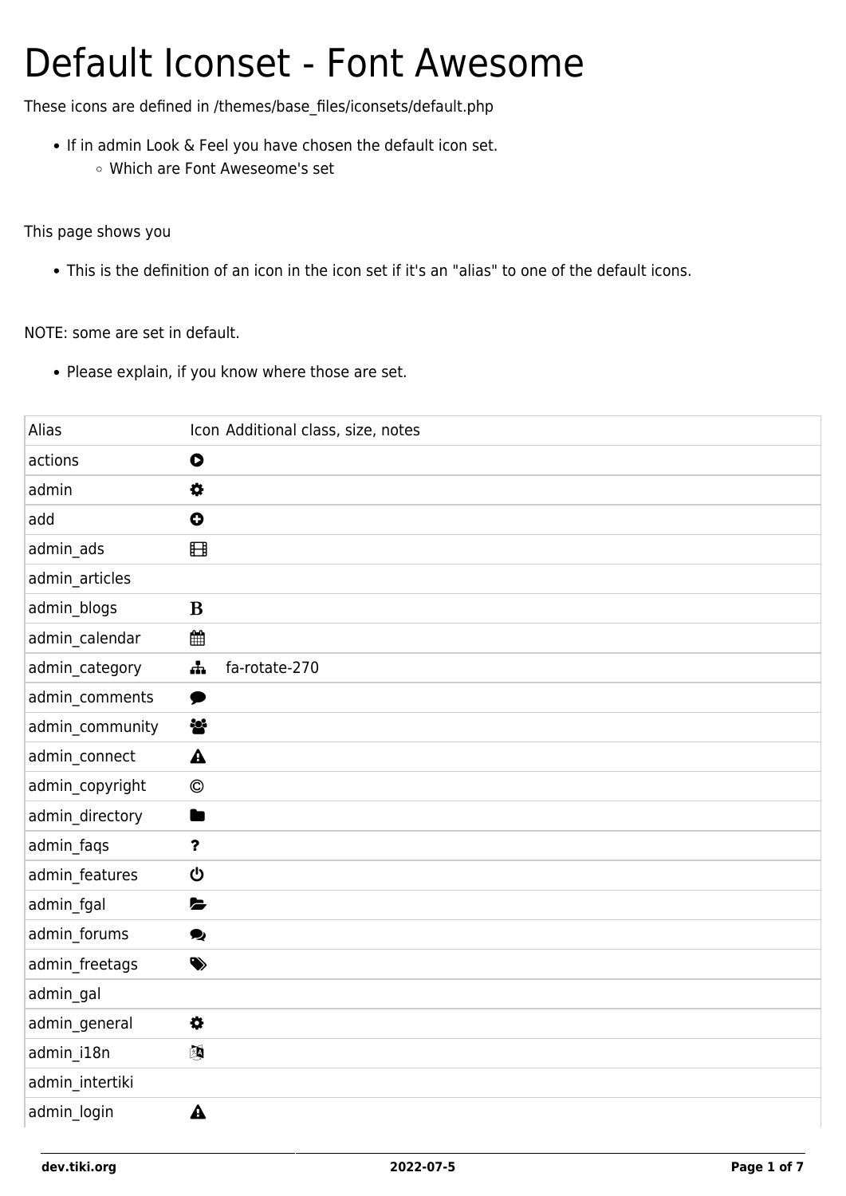# Default Iconset - Font Awesome

These icons are defined in /themes/base_files/iconsets/default.php

- If in admin Look & Feel you have chosen the default icon set.
  - Which are Font Aweseome's set

This page shows you

- This is the definition of an icon in the icon set if it's an "alias" to one of the default icons.

NOTE: some are set in default.

- Please explain, if you know where those are set.

| Alias | Icon | Additional class, size, notes |
|---|---|---|
| actions | | |
| admin | | |
| add | | |
| admin_ads | | |
| admin_articles | | |
| admin_blogs | | |
| admin_calendar | | |
| admin_category | | fa-rotate-270 |
| admin_comments | | |
| admin_community | | |
| admin_connect | | |
| admin_copyright | © | |
| admin_directory | | |
| admin_faqs | ? | |
| admin_features | | |
| admin_fgal | | |
| admin_forums | | |
| admin_freetags | | |
| admin_gal | | |
| admin_general | | |
| admin_i18n | | |
| admin_intertiki | | |
| admin_login | | |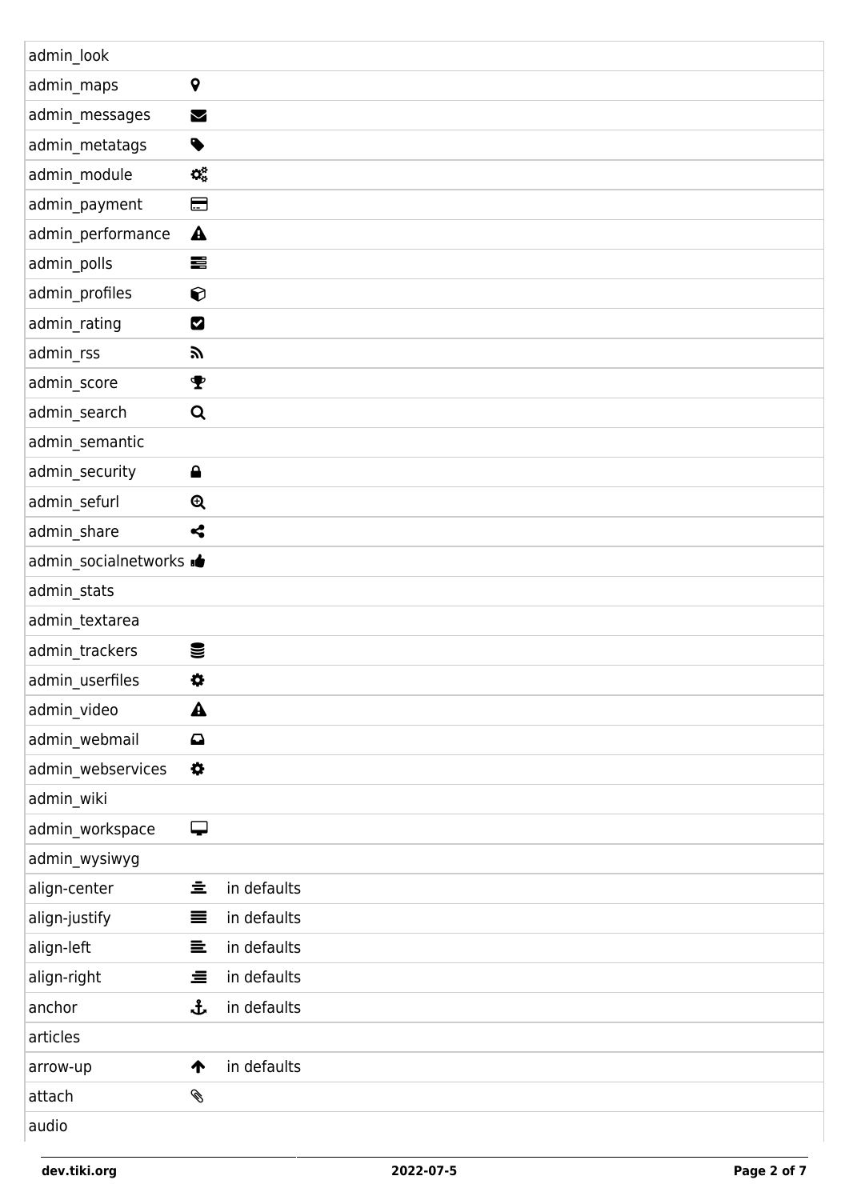| | | |
|---|---|---|
| admin_look | | |
| admin_maps | | |
| admin_messages | | |
| admin_metatags | | |
| admin_module | | |
| admin_payment | | |
| admin_performance | | |
| admin_polls | | |
| admin_profiles | | |
| admin_rating | | |
| admin_rss | | |
| admin_score | | |
| admin_search | | |
| admin_semantic | | |
| admin_security | | |
| admin_sefurl | | |
| admin_share | | |
| admin_socialnetworks | | |
| admin_stats | | |
| admin_textarea | | |
| admin_trackers | | |
| admin_userfiles | | |
| admin_video | | |
| admin_webmail | | |
| admin_webservices | | |
| admin_wiki | | |
| admin_workspace | | |
| admin_wysiwyg | | |
| align-center | | in defaults |
| align-justify | | in defaults |
| align-left | | in defaults |
| align-right | | in defaults |
| anchor | | in defaults |
| articles | | |
| arrow-up | | in defaults |
| attach | | |
| audio | | |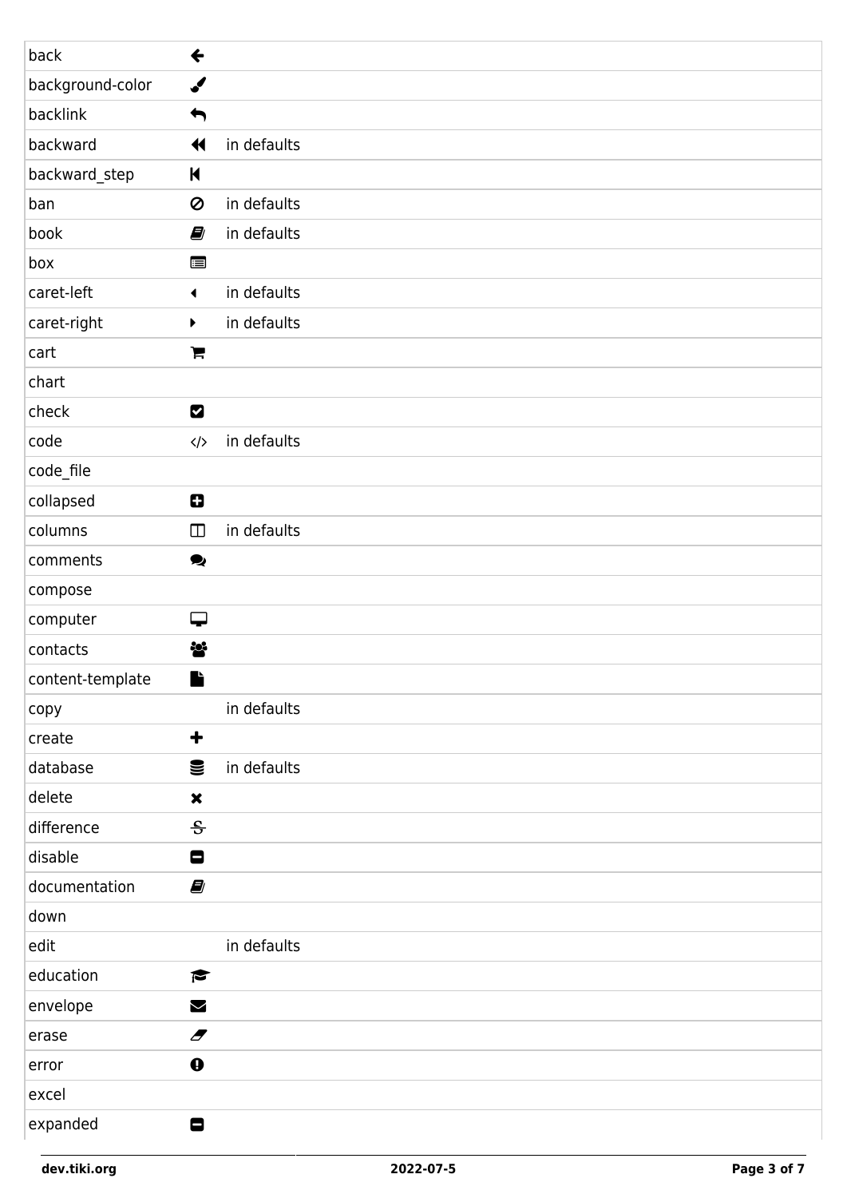| | | |
|---|---|---|
| back | | |
| background-color | | |
| backlink | | |
| backward | | in defaults |
| backward_step | | |
| ban | | in defaults |
| book | | in defaults |
| box | | |
| caret-left | | in defaults |
| caret-right | | in defaults |
| cart | | |
| chart | | |
| check | | |
| code | </> | in defaults |
| code_file | | |
| collapsed | | |
| columns | | in defaults |
| comments | | |
| compose | | |
| computer | | |
| contacts | | |
| content-template | | |
| copy | | in defaults |
| create | | |
| database | | in defaults |
| delete | | |
| difference | | |
| disable | | |
| documentation | | |
| down | | |
| edit | | in defaults |
| education | | |
| envelope | | |
| erase | | |
| error | | |
| excel | | |
| expanded | | |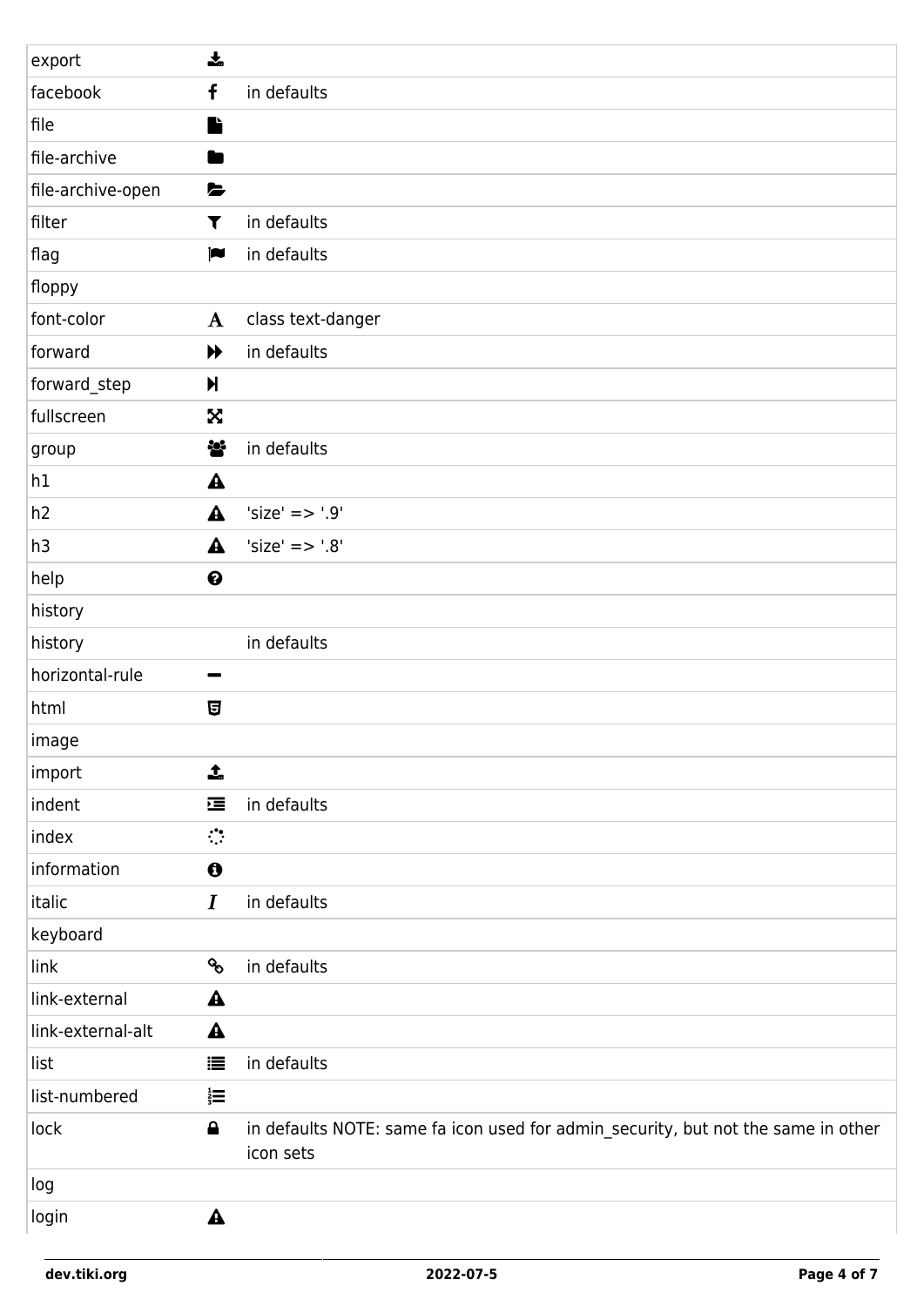| | | |
|---|---|---|
| export | | |
| facebook | | in defaults |
| file | | |
| file-archive | | |
| file-archive-open | | |
| filter | | in defaults |
| flag | | in defaults |
| floppy | | |
| font-color | A | class text-danger |
| forward | | in defaults |
| forward_step | | |
| fullscreen | | |
| group | | in defaults |
| h1 | | |
| h2 | | 'size' => '.9' |
| h3 | | 'size' => '.8' |
| help | | |
| history | | |
| history | | in defaults |
| horizontal-rule | | |
| html | | |
| image | | |
| import | | |
| indent | | in defaults |
| index | | |
| information | | |
| italic | *I* | in defaults |
| keyboard | | |
| link | | in defaults |
| link-external | | |
| link-external-alt | | |
| list | | in defaults |
| list-numbered | | |
| lock | | in defaults NOTE: same fa icon used for admin_security, but not the same in other icon sets |
| log | | |
| login | | |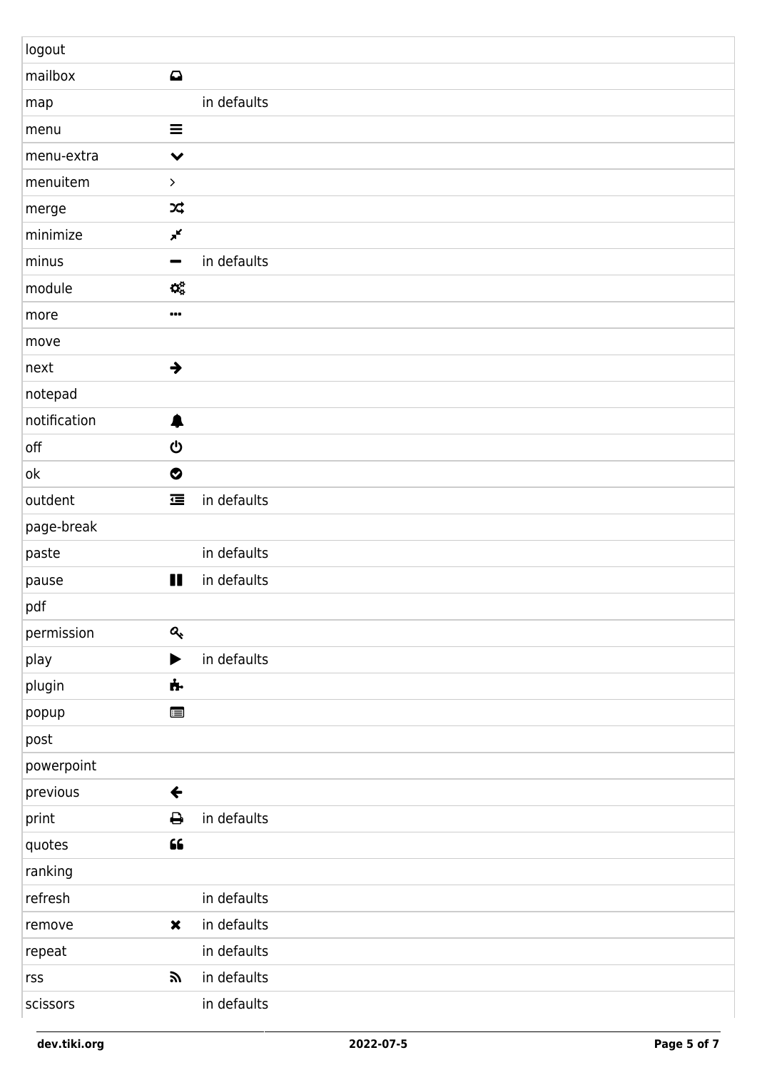| | | |
|---|---|---|
| logout | | |
| mailbox | | |
| map | | in defaults |
| menu | | |
| menu-extra | | |
| menuitem | | |
| merge | | |
| minimize | | |
| minus | | in defaults |
| module | | |
| more | | |
| move | | |
| next | | |
| notepad | | |
| notification | | |
| off | | |
| ok | | |
| outdent | | in defaults |
| page-break | | |
| paste | | in defaults |
| pause | | in defaults |
| pdf | | |
| permission | | |
| play | | in defaults |
| plugin | | |
| popup | | |
| post | | |
| powerpoint | | |
| previous | | |
| print | | in defaults |
| quotes | | |
| ranking | | |
| refresh | | in defaults |
| remove | | in defaults |
| repeat | | in defaults |
| rss | | in defaults |
| scissors | | in defaults |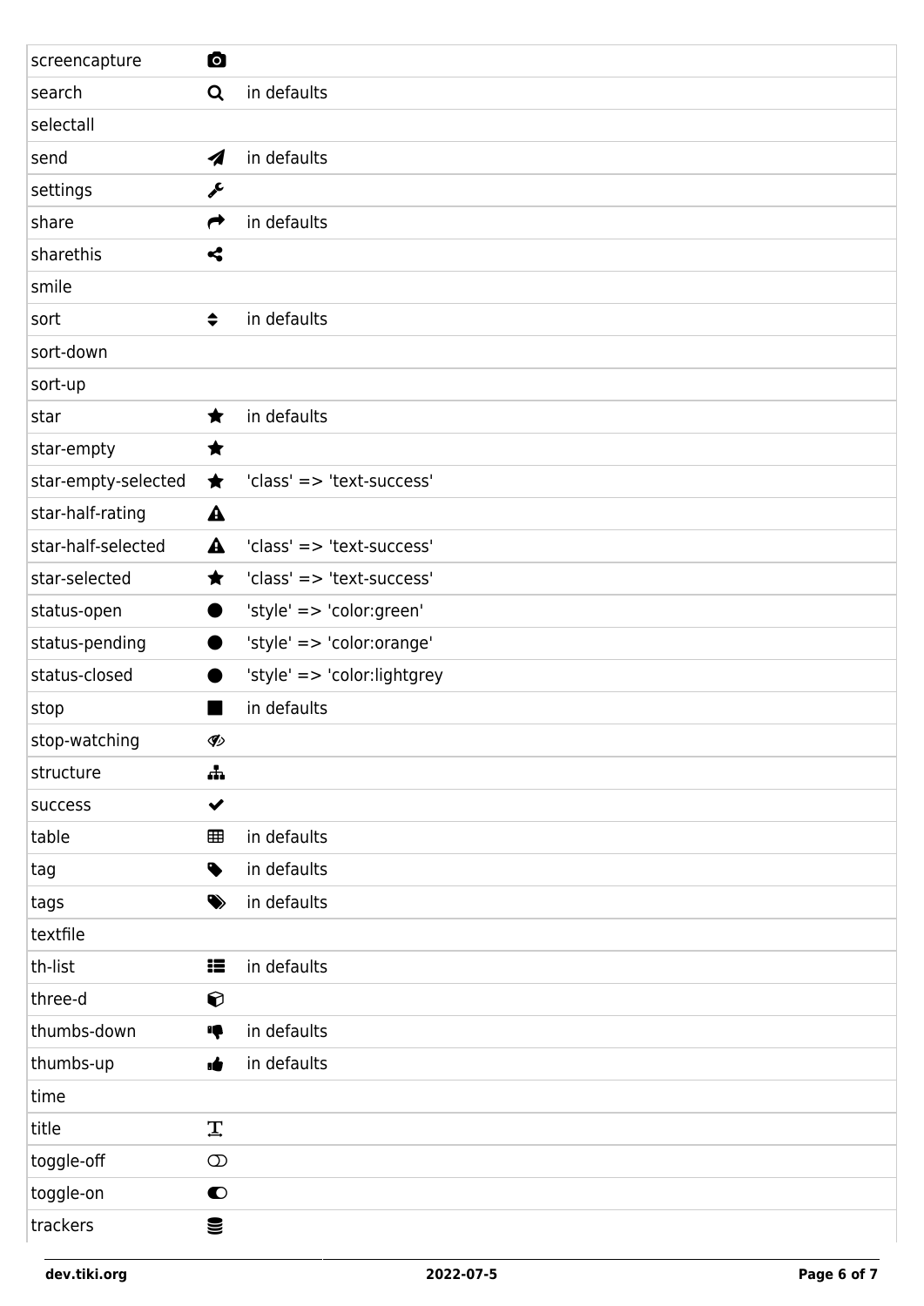| | | |
|---|---|---|
| screencapture | | |
| search | | in defaults |
| selectall | | |
| send | | in defaults |
| settings | | |
| share | | in defaults |
| sharethis | | |
| smile | | |
| sort | | in defaults |
| sort-down | | |
| sort-up | | |
| star | | in defaults |
| star-empty | | |
| star-empty-selected | | 'class' => 'text-success' |
| star-half-rating | | |
| star-half-selected | | 'class' => 'text-success' |
| star-selected | | 'class' => 'text-success' |
| status-open | | 'style' => 'color:green' |
| status-pending | | 'style' => 'color:orange' |
| status-closed | | 'style' => 'color:lightgrey |
| stop | | in defaults |
| stop-watching | | |
| structure | | |
| success | | |
| table | | in defaults |
| tag | | in defaults |
| tags | | in defaults |
| textfile | | |
| th-list | | in defaults |
| three-d | | |
| thumbs-down | | in defaults |
| thumbs-up | | in defaults |
| time | | |
| title | | |
| toggle-off | | |
| toggle-on | | |
| trackers | | |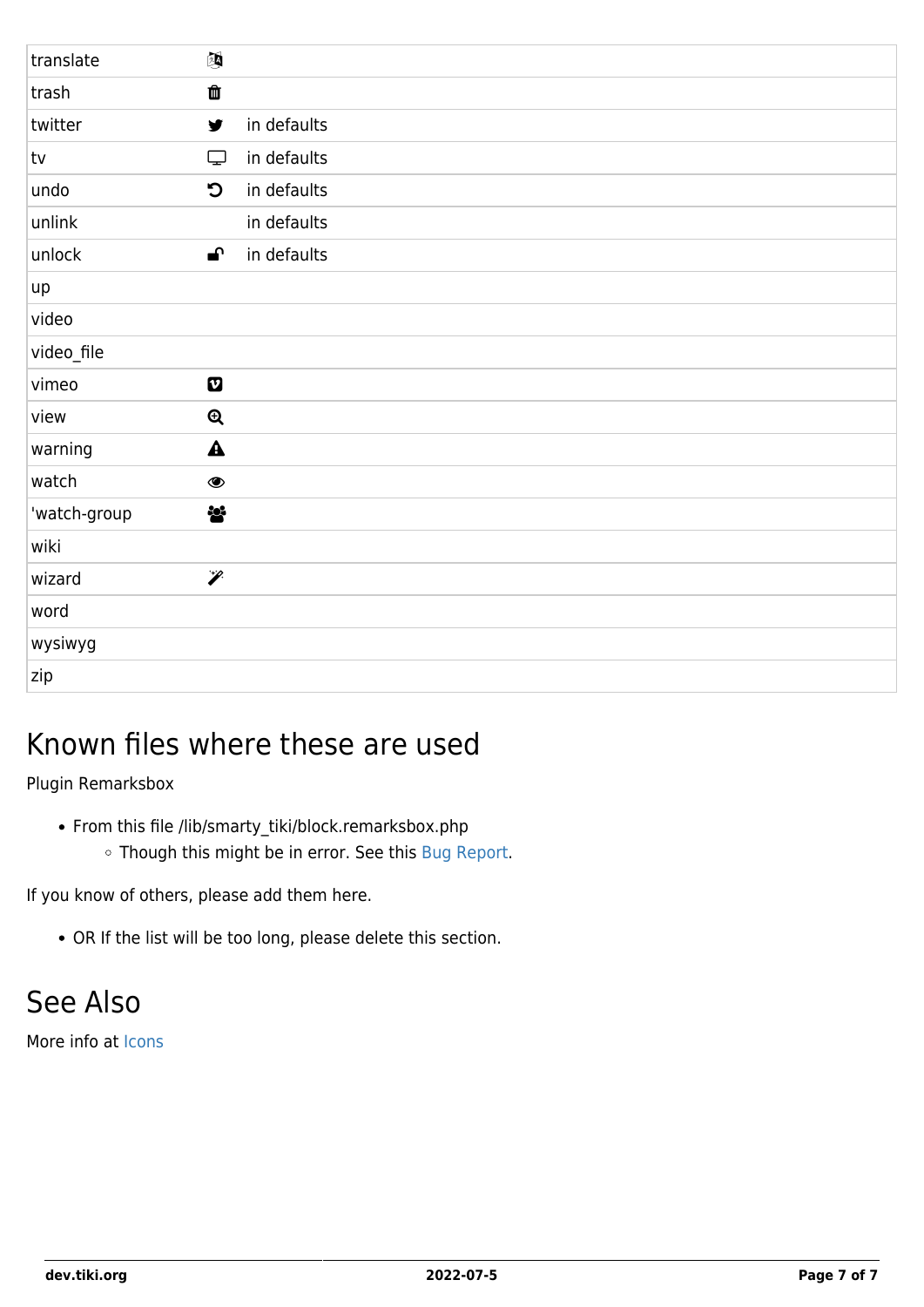| | | |
|---|---|---|
| translate | | |
| trash | | |
| twitter | | in defaults |
| tv | | in defaults |
| undo | | in defaults |
| unlink | | in defaults |
| unlock | | in defaults |
| up | | |
| video | | |
| video_file | | |
| vimeo | | |
| view | | |
| warning | | |
| watch | | |
| 'watch-group | | |
| wiki | | |
| wizard | | |
| word | | |
| wysiwyg | | |
| zip | | |

## Known files where these are used

Plugin Remarksbox

- From this file /lib/smarty_tiki/block.remarksbox.php
  - Though this might be in error. See this Bug Report.

If you know of others, please add them here.

- OR If the list will be too long, please delete this section.

## See Also

More info at Icons